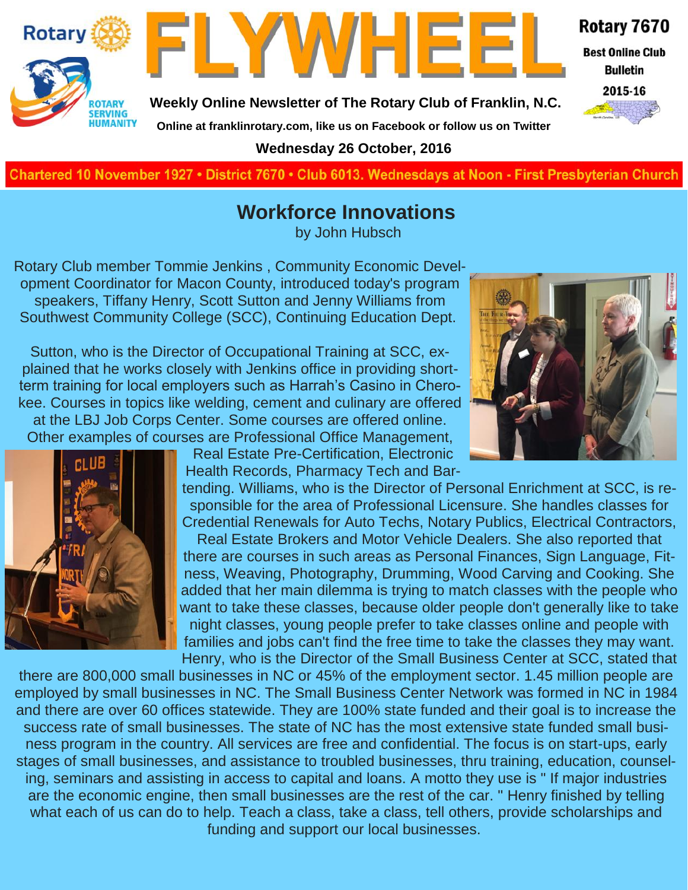Rotary

ROTARY SERVING HUMANITY

# FLYWHEEL

**Weekly Online Newsletter of The Rotary Club of Franklin, N.C.**

**Online at franklinrotary.com, like us on Facebook or follow us on Twitter**

**Wednesday 26 October, 2016**

**Rotary 7670**

**Best Online Club Bulletin**

**2015-16**

**Chartered 10 November 1927 • District 7670 • Club 6013. Wednesdays at Noon - First Presbyterian Church**

## Workforce Innovations

by John Hubsch

Rotary Club member Tommie Jenkins , Community Economic Development Coordinator for Macon County, introduced today's program speakers, Tiffany Henry, Scott Sutton and Jenny Williams from Southwest Community College (SCC), Continuing Education Dept.

Sutton, who is the Director of Occupational Training at SCC, explained that he works closely with Jenkins office in providing short-term training for local employers such as Harrah's Casino in Cherokee. Courses in topics like welding, cement and culinary are offered at the LBJ Job Corps Center. Some courses are offered online. Other examples of courses are Professional Office Management, Real Estate Pre-Certification, Electronic Health Records, Pharmacy Tech and Bartending. Williams, who is the Director of Personal Enrichment at SCC, is responsible for the area of Professional Licensure. She handles classes for Credential Renewals for Auto Techs, Notary Publics, Electrical Contractors, Real Estate Brokers and Motor Vehicle Dealers. She also reported that there are courses in such areas as Personal Finances, Sign Language, Fitness, Weaving, Photography, Drumming, Wood Carving and Cooking. She added that her main dilemma is trying to match classes with the people who want to take these classes, because older people don't generally like to take night classes, young people prefer to take classes online and people with families and jobs can't find the free time to take the classes they may want. Henry, who is the Director of the Small Business Center at SCC, stated that there are 800,000 small businesses in NC or 45% of the employment sector. 1.45 million people are employed by small businesses in NC. The Small Business Center Network was formed in NC in 1984 and there are over 60 offices statewide. They are 100% state funded and their goal is to increase the success rate of small businesses. The state of NC has the most extensive state funded small business program in the country. All services are free and confidential. The focus is on start-ups, early stages of small businesses, and assistance to troubled businesses, thru training, education, counseling, seminars and assisting in access to capital and loans. A motto they use is " If major industries are the economic engine, then small businesses are the rest of the car. " Henry finished by telling what each of us can do to help. Teach a class, take a class, tell others, provide scholarships and funding and support our local businesses.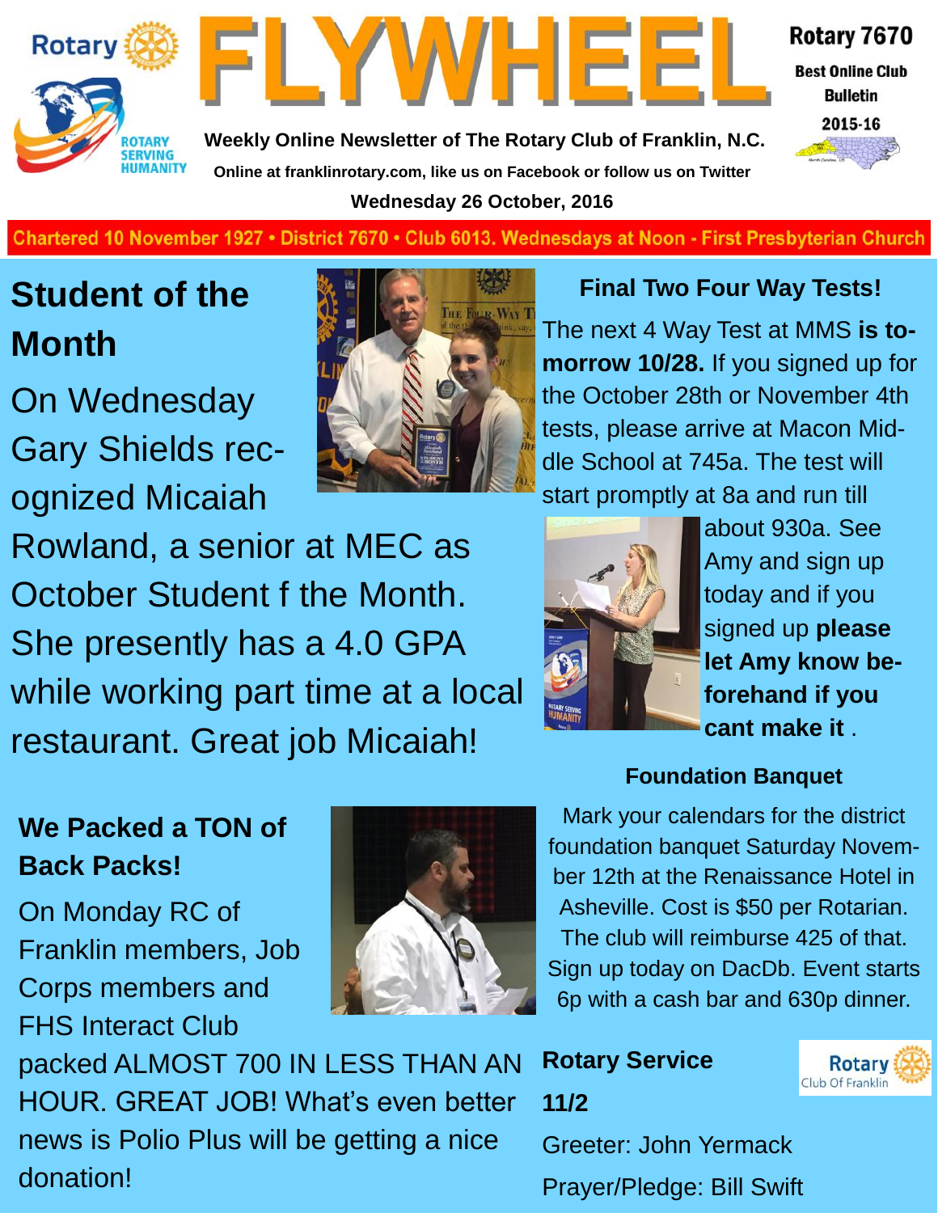# FLYWHEEL

**Rotary 7670**
**Best Online Club Bulletin**
**2015-16**

**Weekly Online Newsletter of The Rotary Club of Franklin, N.C.**
**Online at franklinrotary.com, like us on Facebook or follow us on Twitter**
**Wednesday 26 October, 2016**

Chartered 10 November 1927 • District 7670 • Club 6013. Wednesdays at Noon - First Presbyterian Church

## Student of the Month

On Wednesday Gary Shields recognized Micaiah Rowland, a senior at MEC as October Student f the Month. She presently has a 4.0 GPA while working part time at a local restaurant. Great job Micaiah!

### Final Two Four Way Tests!

The next 4 Way Test at MMS **is tomorrow 10/28.** If you signed up for the October 28th or November 4th tests, please arrive at Macon Middle School at 745a. The test will start promptly at 8a and run till about 930a. See Amy and sign up today and if you signed up **please let Amy know beforehand if you cant make it** .

### We Packed a TON of Back Packs!

On Monday RC of Franklin members, Job Corps members and FHS Interact Club packed ALMOST 700 IN LESS THAN AN HOUR. GREAT JOB! What's even better news is Polio Plus will be getting a nice donation!

### Foundation Banquet

Mark your calendars for the district foundation banquet Saturday November 12th at the Renaissance Hotel in Asheville. Cost is $50 per Rotarian. The club will reimburse 425 of that. Sign up today on DacDb. Event starts 6p with a cash bar and 630p dinner.

### Rotary Service 11/2

Greeter: John Yermack

Prayer/Pledge: Bill Swift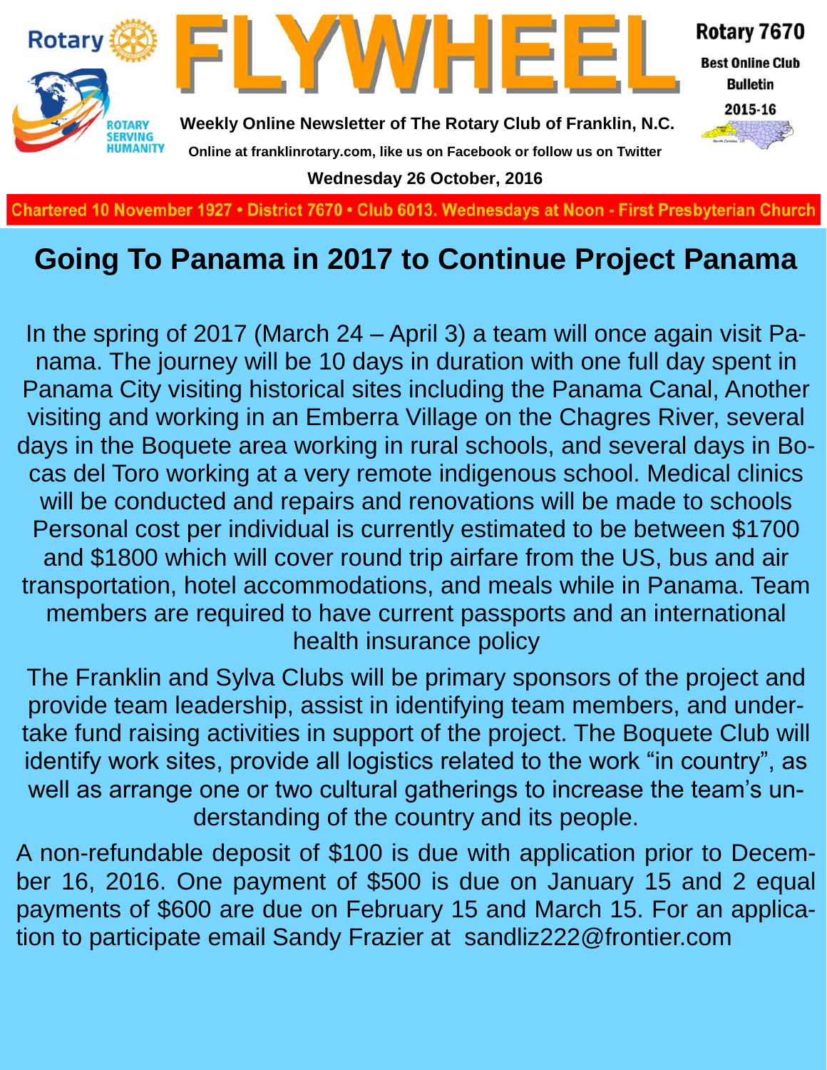# FLYWHEEL

**Rotary 7670**

**Best Online Club Bulletin**

**2015-16**

**Weekly Online Newsletter of The Rotary Club of Franklin, N.C.**

**Online at franklinrotary.com, like us on Facebook or follow us on Twitter**

**Wednesday 26 October, 2016**

**Chartered 10 November 1927 • District 7670 • Club 6013. Wednesdays at Noon - First Presbyterian Church**

## Going To Panama in 2017 to Continue Project Panama

In the spring of 2017 (March 24 – April 3) a team will once again visit Panama. The journey will be 10 days in duration with one full day spent in Panama City visiting historical sites including the Panama Canal, Another visiting and working in an Emberra Village on the Chagres River, several days in the Boquete area working in rural schools, and several days in Bocas del Toro working at a very remote indigenous school. Medical clinics will be conducted and repairs and renovations will be made to schools Personal cost per individual is currently estimated to be between $1700 and $1800 which will cover round trip airfare from the US, bus and air transportation, hotel accommodations, and meals while in Panama. Team members are required to have current passports and an international health insurance policy

The Franklin and Sylva Clubs will be primary sponsors of the project and provide team leadership, assist in identifying team members, and undertake fund raising activities in support of the project. The Boquete Club will identify work sites, provide all logistics related to the work "in country", as well as arrange one or two cultural gatherings to increase the team's understanding of the country and its people.

A non-refundable deposit of $100 is due with application prior to December 16, 2016. One payment of $500 is due on January 15 and 2 equal payments of $600 are due on February 15 and March 15. For an application to participate email Sandy Frazier at sandliz222@frontier.com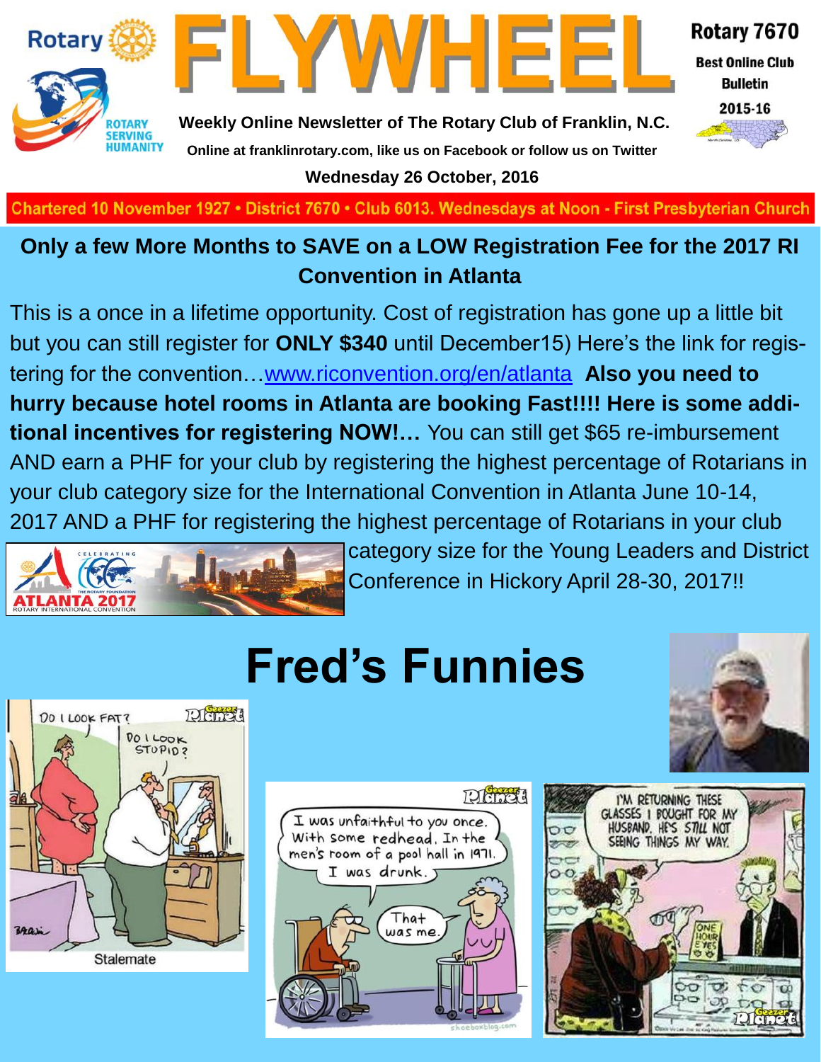# FLYWHEEL

**Weekly Online Newsletter of The Rotary Club of Franklin, N.C.**

Online at franklinrotary.com, like us on Facebook or follow us on Twitter

**Wednesday 26 October, 2016**

Rotary 7670 **Best Online Club Bulletin** 2015-16

Chartered 10 November 1927 • District 7670 • Club 6013. Wednesdays at Noon - First Presbyterian Church

## Only a few More Months to SAVE on a LOW Registration Fee for the 2017 RI Convention in Atlanta

This is a once in a lifetime opportunity. Cost of registration has gone up a little bit but you can still register for **ONLY $340** until December15) Here's the link for registering for the convention…[www.riconvention.org/en/atlanta](http://www.riconvention.org/en/atlanta) **Also you need to hurry because hotel rooms in Atlanta are booking Fast!!!! Here is some additional incentives for registering NOW!…** You can still get $65 re-imbursement AND earn a PHF for your club by registering the highest percentage of Rotarians in your club category size for the International Convention in Atlanta June 10-14, 2017 AND a PHF for registering the highest percentage of Rotarians in your club category size for the Young Leaders and District Conference in Hickory April 28-30, 2017!!

# Fred's Funnies

Stalemate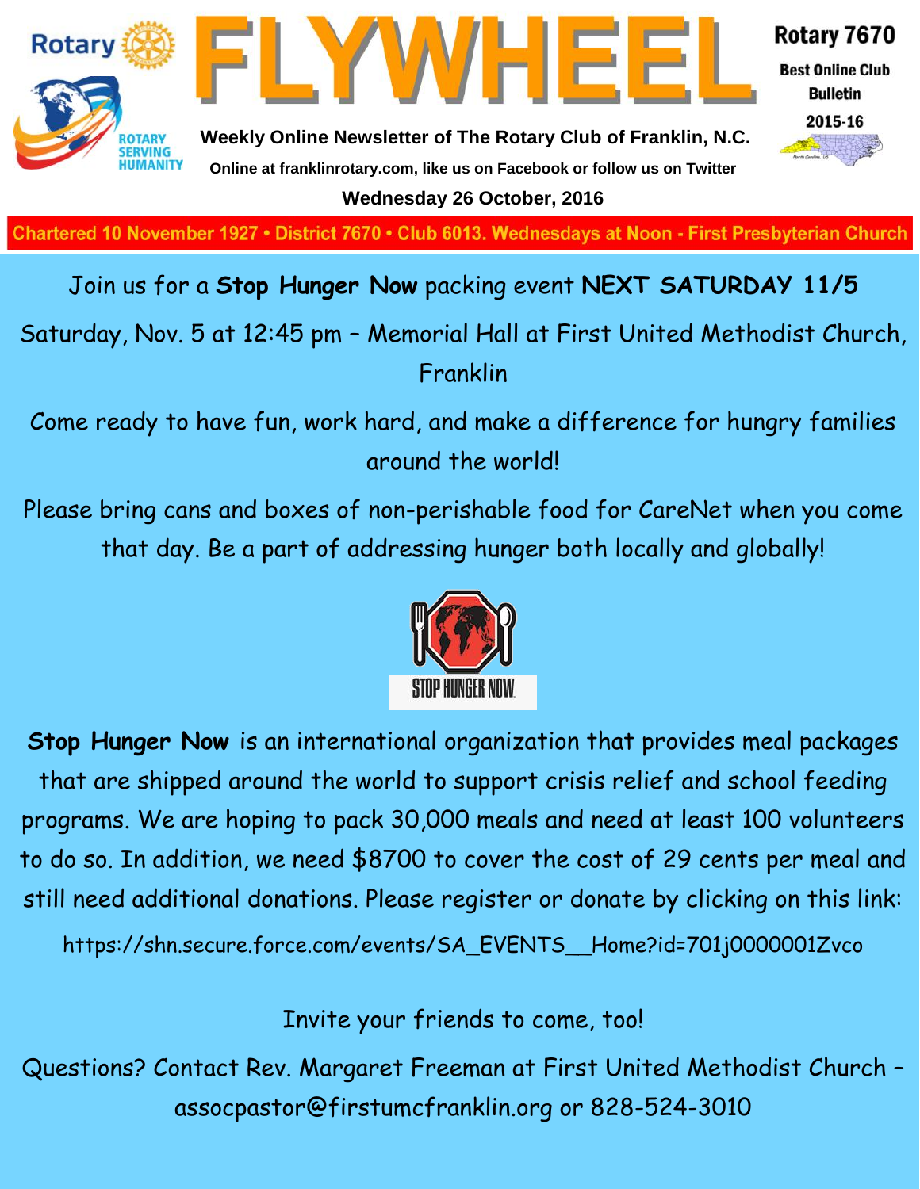# FLYWHEEL

**Rotary 7670**
**Best Online Club Bulletin**
**2015-16**

**Weekly Online Newsletter of The Rotary Club of Franklin, N.C.**

**Online at franklinrotary.com, like us on Facebook or follow us on Twitter**

**Wednesday 26 October, 2016**

**Chartered 10 November 1927 • District 7670 • Club 6013. Wednesdays at Noon - First Presbyterian Church**

Join us for a **Stop Hunger Now** packing event **NEXT SATURDAY 11/5**

Saturday, Nov. 5 at 12:45 pm – Memorial Hall at First United Methodist Church, Franklin

Come ready to have fun, work hard, and make a difference for hungry families around the world!

Please bring cans and boxes of non-perishable food for CareNet when you come that day. Be a part of addressing hunger both locally and globally!

STOP HUNGER NOW

**Stop Hunger Now** is an international organization that provides meal packages that are shipped around the world to support crisis relief and school feeding programs. We are hoping to pack 30,000 meals and need at least 100 volunteers to do so. In addition, we need $8700 to cover the cost of 29 cents per meal and still need additional donations. Please register or donate by clicking on this link:

https://shn.secure.force.com/events/SA_EVENTS__Home?id=701j0000001Zvco

Invite your friends to come, too!

Questions? Contact Rev. Margaret Freeman at First United Methodist Church – assocpastor@firstumcfranklin.org or 828-524-3010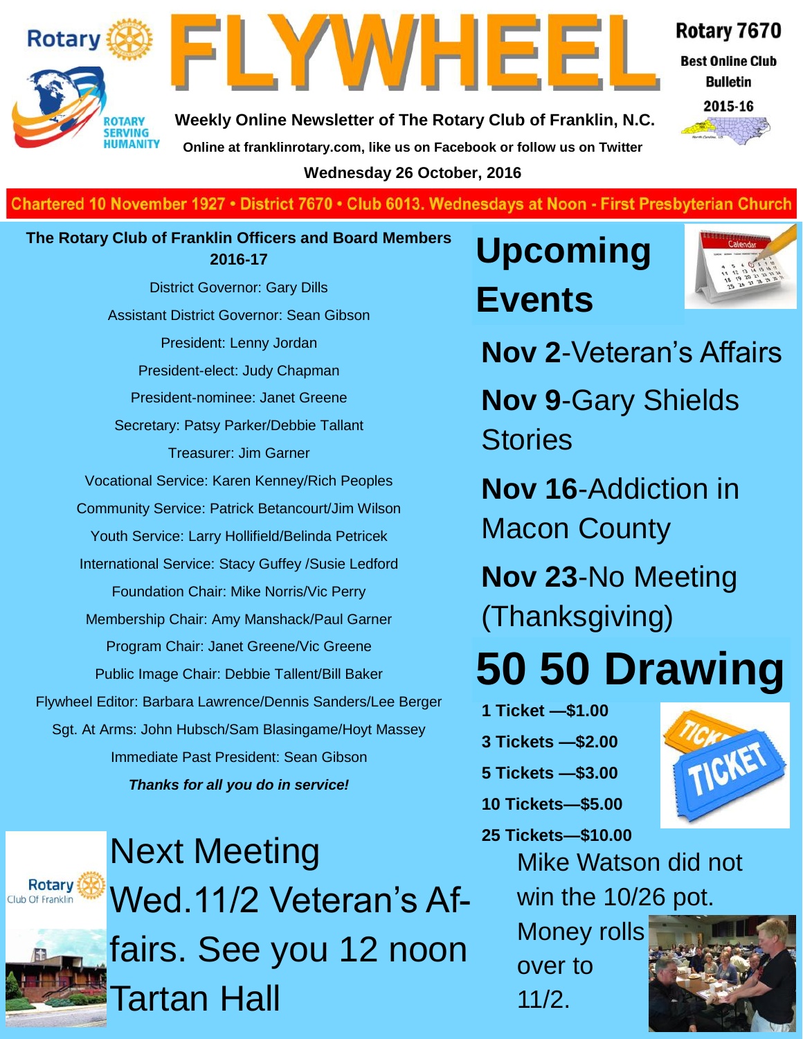# FLYWHEEL

Rotary

ROTARY SERVING HUMANITY

**Weekly Online Newsletter of The Rotary Club of Franklin, N.C.**

**Online at franklinrotary.com, like us on Facebook or follow us on Twitter**

**Wednesday 26 October, 2016**

**Rotary 7670**

**Best Online Club Bulletin**

**2015-16**

Chartered 10 November 1927 • District 7670 • Club 6013. Wednesdays at Noon - First Presbyterian Church

## The Rotary Club of Franklin Officers and Board Members 2016-17

District Governor: Gary Dills

Assistant District Governor: Sean Gibson

President: Lenny Jordan

President-elect: Judy Chapman

President-nominee: Janet Greene

Secretary: Patsy Parker/Debbie Tallant

Treasurer: Jim Garner

Vocational Service: Karen Kenney/Rich Peoples

Community Service: Patrick Betancourt/Jim Wilson

Youth Service: Larry Hollifield/Belinda Petricek

International Service: Stacy Guffey /Susie Ledford

Foundation Chair: Mike Norris/Vic Perry

Membership Chair: Amy Manshack/Paul Garner

Program Chair: Janet Greene/Vic Greene

Public Image Chair: Debbie Tallent/Bill Baker

Flywheel Editor: Barbara Lawrence/Dennis Sanders/Lee Berger

Sgt. At Arms: John Hubsch/Sam Blasingame/Hoyt Massey

Immediate Past President: Sean Gibson

***Thanks for all you do in service!***

## Next Meeting

Wed.11/2 Veteran's Affairs. See you 12 noon Tartan Hall

## Upcoming Events

**Nov 2**-Veteran's Affairs

**Nov 9**-Gary Shields Stories

**Nov 16**-Addiction in Macon County

**Nov 23**-No Meeting (Thanksgiving)

# 50 50 Drawing

**1 Ticket —$1.00**

**3 Tickets —$2.00**

**5 Tickets —$3.00**

**10 Tickets—$5.00**

**25 Tickets—$10.00**

Mike Watson did not win the 10/26 pot. Money rolls over to 11/2.